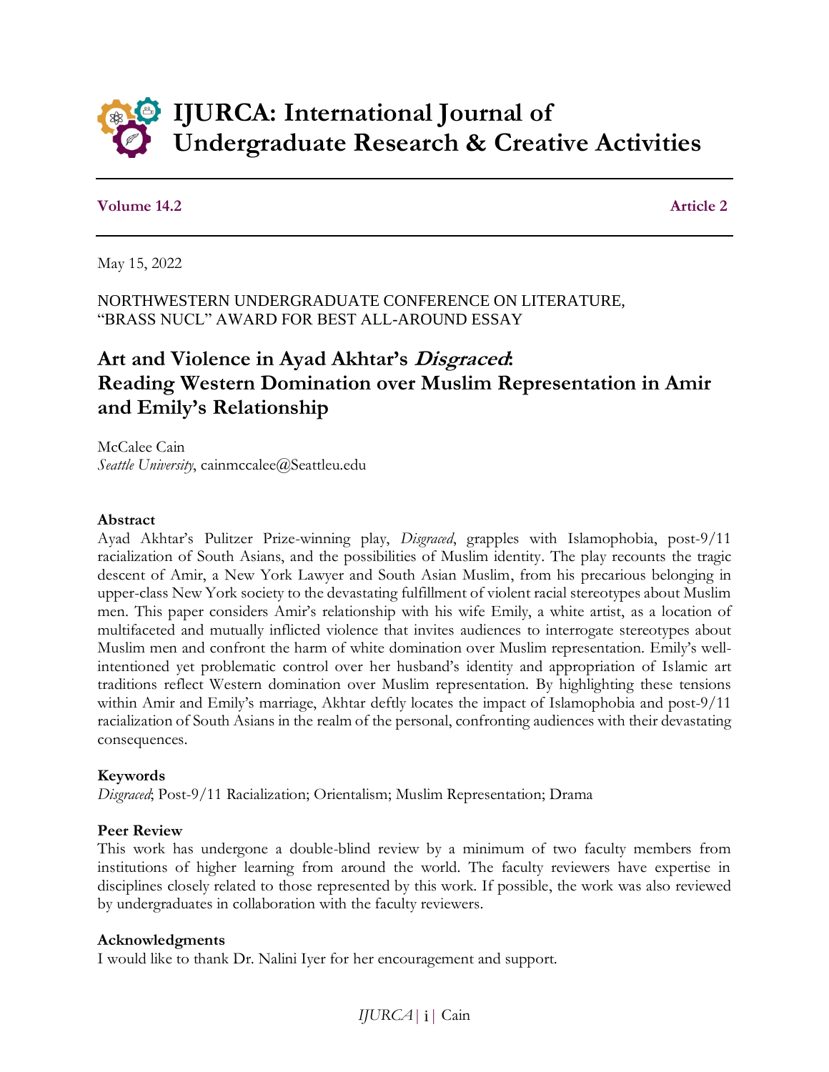# IJURCA: International Journal of Undergraduate Research & Creative Activities

**Volume 14.2** **Article 2**

May 15, 2022

NORTHWESTERN UNDERGRADUATE CONFERENCE ON LITERATURE, "BRASS NUCL" AWARD FOR BEST ALL-AROUND ESSAY

## Art and Violence in Ayad Akhtar's *Disgraced*: Reading Western Domination over Muslim Representation in Amir and Emily's Relationship

McCalee Cain
*Seattle University*, cainmccalee@Seattleu.edu

### Abstract

Ayad Akhtar's Pulitzer Prize-winning play, *Disgraced*, grapples with Islamophobia, post-9/11 racialization of South Asians, and the possibilities of Muslim identity. The play recounts the tragic descent of Amir, a New York Lawyer and South Asian Muslim, from his precarious belonging in upper-class New York society to the devastating fulfillment of violent racial stereotypes about Muslim men. This paper considers Amir's relationship with his wife Emily, a white artist, as a location of multifaceted and mutually inflicted violence that invites audiences to interrogate stereotypes about Muslim men and confront the harm of white domination over Muslim representation. Emily's well-intentioned yet problematic control over her husband's identity and appropriation of Islamic art traditions reflect Western domination over Muslim representation. By highlighting these tensions within Amir and Emily's marriage, Akhtar deftly locates the impact of Islamophobia and post-9/11 racialization of South Asians in the realm of the personal, confronting audiences with their devastating consequences.

### Keywords

*Disgraced*; Post-9/11 Racialization; Orientalism; Muslim Representation; Drama

### Peer Review

This work has undergone a double-blind review by a minimum of two faculty members from institutions of higher learning from around the world. The faculty reviewers have expertise in disciplines closely related to those represented by this work. If possible, the work was also reviewed by undergraduates in collaboration with the faculty reviewers.

### Acknowledgments

I would like to thank Dr. Nalini Iyer for her encouragement and support.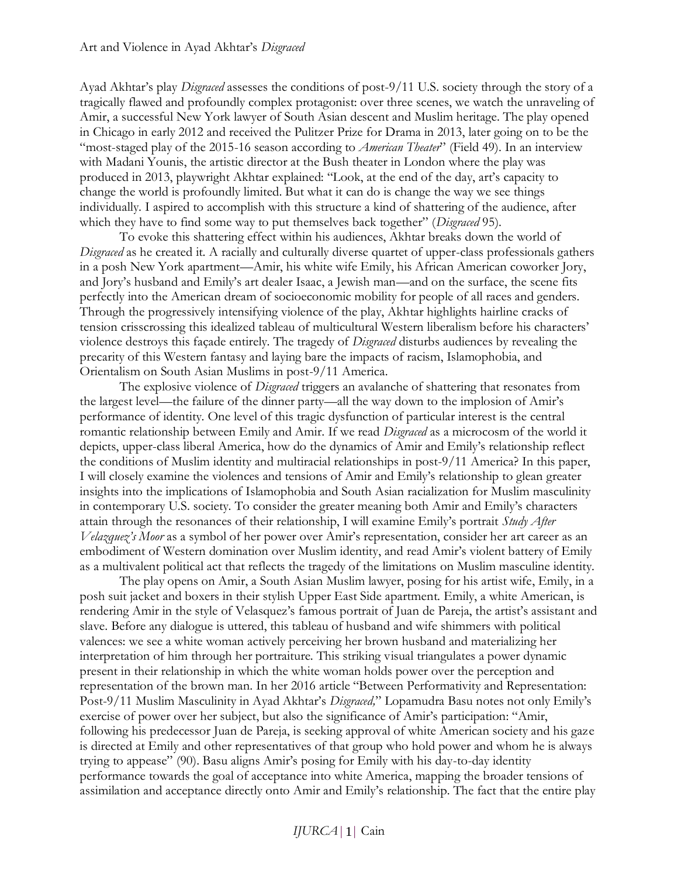Ayad Akhtar's play *Disgraced* assesses the conditions of post-9/11 U.S. society through the story of a tragically flawed and profoundly complex protagonist: over three scenes, we watch the unraveling of Amir, a successful New York lawyer of South Asian descent and Muslim heritage. The play opened in Chicago in early 2012 and received the Pulitzer Prize for Drama in 2013, later going on to be the "most-staged play of the 2015-16 season according to *American Theater*" (Field 49). In an interview with Madani Younis, the artistic director at the Bush theater in London where the play was produced in 2013, playwright Akhtar explained: "Look, at the end of the day, art's capacity to change the world is profoundly limited. But what it can do is change the way we see things individually. I aspired to accomplish with this structure a kind of shattering of the audience, after which they have to find some way to put themselves back together" (*Disgraced* 95).

To evoke this shattering effect within his audiences, Akhtar breaks down the world of *Disgraced* as he created it. A racially and culturally diverse quartet of upper-class professionals gathers in a posh New York apartment—Amir, his white wife Emily, his African American coworker Jory, and Jory's husband and Emily's art dealer Isaac, a Jewish man—and on the surface, the scene fits perfectly into the American dream of socioeconomic mobility for people of all races and genders. Through the progressively intensifying violence of the play, Akhtar highlights hairline cracks of tension crisscrossing this idealized tableau of multicultural Western liberalism before his characters' violence destroys this façade entirely. The tragedy of *Disgraced* disturbs audiences by revealing the precarity of this Western fantasy and laying bare the impacts of racism, Islamophobia, and Orientalism on South Asian Muslims in post-9/11 America.

The explosive violence of *Disgraced* triggers an avalanche of shattering that resonates from the largest level—the failure of the dinner party—all the way down to the implosion of Amir's performance of identity. One level of this tragic dysfunction of particular interest is the central romantic relationship between Emily and Amir. If we read *Disgraced* as a microcosm of the world it depicts, upper-class liberal America, how do the dynamics of Amir and Emily's relationship reflect the conditions of Muslim identity and multiracial relationships in post-9/11 America? In this paper, I will closely examine the violences and tensions of Amir and Emily's relationship to glean greater insights into the implications of Islamophobia and South Asian racialization for Muslim masculinity in contemporary U.S. society. To consider the greater meaning both Amir and Emily's characters attain through the resonances of their relationship, I will examine Emily's portrait *Study After Velazquez's Moor* as a symbol of her power over Amir's representation, consider her art career as an embodiment of Western domination over Muslim identity, and read Amir's violent battery of Emily as a multivalent political act that reflects the tragedy of the limitations on Muslim masculine identity.

The play opens on Amir, a South Asian Muslim lawyer, posing for his artist wife, Emily, in a posh suit jacket and boxers in their stylish Upper East Side apartment. Emily, a white American, is rendering Amir in the style of Velasquez's famous portrait of Juan de Pareja, the artist's assistant and slave. Before any dialogue is uttered, this tableau of husband and wife shimmers with political valences: we see a white woman actively perceiving her brown husband and materializing her interpretation of him through her portraiture. This striking visual triangulates a power dynamic present in their relationship in which the white woman holds power over the perception and representation of the brown man. In her 2016 article "Between Performativity and Representation: Post-9/11 Muslim Masculinity in Ayad Akhtar's *Disgraced*," Lopamudra Basu notes not only Emily's exercise of power over her subject, but also the significance of Amir's participation: "Amir, following his predecessor Juan de Pareja, is seeking approval of white American society and his gaze is directed at Emily and other representatives of that group who hold power and whom he is always trying to appease" (90). Basu aligns Amir's posing for Emily with his day-to-day identity performance towards the goal of acceptance into white America, mapping the broader tensions of assimilation and acceptance directly onto Amir and Emily's relationship. The fact that the entire play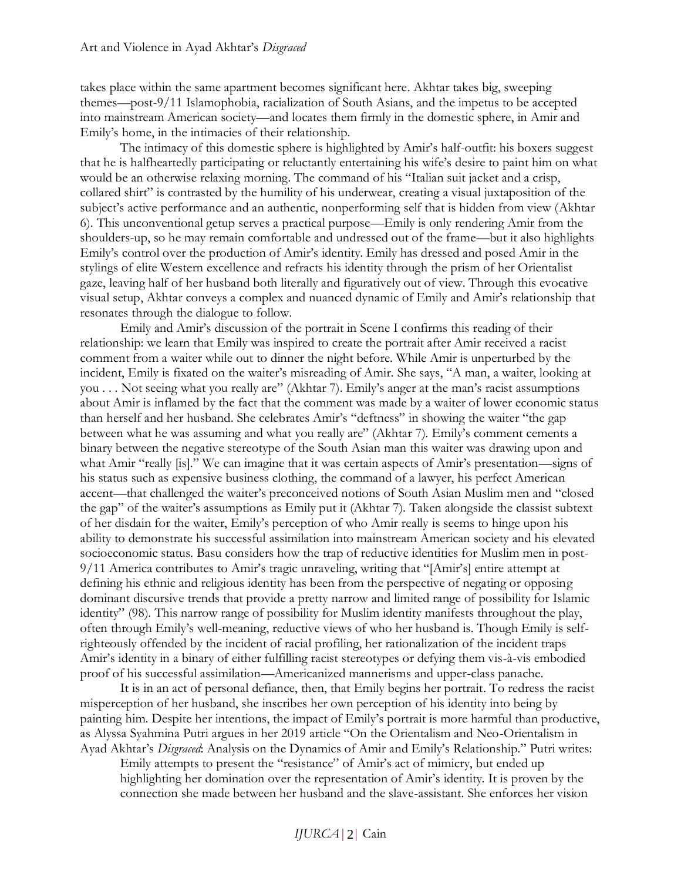takes place within the same apartment becomes significant here. Akhtar takes big, sweeping themes—post-9/11 Islamophobia, racialization of South Asians, and the impetus to be accepted into mainstream American society—and locates them firmly in the domestic sphere, in Amir and Emily's home, in the intimacies of their relationship.

The intimacy of this domestic sphere is highlighted by Amir's half-outfit: his boxers suggest that he is halfheartedly participating or reluctantly entertaining his wife's desire to paint him on what would be an otherwise relaxing morning. The command of his "Italian suit jacket and a crisp, collared shirt" is contrasted by the humility of his underwear, creating a visual juxtaposition of the subject's active performance and an authentic, nonperforming self that is hidden from view (Akhtar 6). This unconventional getup serves a practical purpose—Emily is only rendering Amir from the shoulders-up, so he may remain comfortable and undressed out of the frame—but it also highlights Emily's control over the production of Amir's identity. Emily has dressed and posed Amir in the stylings of elite Western excellence and refracts his identity through the prism of her Orientalist gaze, leaving half of her husband both literally and figuratively out of view. Through this evocative visual setup, Akhtar conveys a complex and nuanced dynamic of Emily and Amir's relationship that resonates through the dialogue to follow.

Emily and Amir's discussion of the portrait in Scene I confirms this reading of their relationship: we learn that Emily was inspired to create the portrait after Amir received a racist comment from a waiter while out to dinner the night before. While Amir is unperturbed by the incident, Emily is fixated on the waiter's misreading of Amir. She says, "A man, a waiter, looking at you . . . Not seeing what you really are" (Akhtar 7). Emily's anger at the man's racist assumptions about Amir is inflamed by the fact that the comment was made by a waiter of lower economic status than herself and her husband. She celebrates Amir's "deftness" in showing the waiter "the gap between what he was assuming and what you really are" (Akhtar 7). Emily's comment cements a binary between the negative stereotype of the South Asian man this waiter was drawing upon and what Amir "really [is]." We can imagine that it was certain aspects of Amir's presentation—signs of his status such as expensive business clothing, the command of a lawyer, his perfect American accent—that challenged the waiter's preconceived notions of South Asian Muslim men and "closed the gap" of the waiter's assumptions as Emily put it (Akhtar 7). Taken alongside the classist subtext of her disdain for the waiter, Emily's perception of who Amir really is seems to hinge upon his ability to demonstrate his successful assimilation into mainstream American society and his elevated socioeconomic status. Basu considers how the trap of reductive identities for Muslim men in post-9/11 America contributes to Amir's tragic unraveling, writing that "[Amir's] entire attempt at defining his ethnic and religious identity has been from the perspective of negating or opposing dominant discursive trends that provide a pretty narrow and limited range of possibility for Islamic identity" (98). This narrow range of possibility for Muslim identity manifests throughout the play, often through Emily's well-meaning, reductive views of who her husband is. Though Emily is self-righteously offended by the incident of racial profiling, her rationalization of the incident traps Amir's identity in a binary of either fulfilling racist stereotypes or defying them vis-à-vis embodied proof of his successful assimilation—Americanized mannerisms and upper-class panache.

It is in an act of personal defiance, then, that Emily begins her portrait. To redress the racist misperception of her husband, she inscribes her own perception of his identity into being by painting him. Despite her intentions, the impact of Emily's portrait is more harmful than productive, as Alyssa Syahmina Putri argues in her 2019 article "On the Orientalism and Neo-Orientalism in Ayad Akhtar's *Disgraced*: Analysis on the Dynamics of Amir and Emily's Relationship." Putri writes:

> Emily attempts to present the "resistance" of Amir's act of mimicry, but ended up highlighting her domination over the representation of Amir's identity. It is proven by the connection she made between her husband and the slave-assistant. She enforces her vision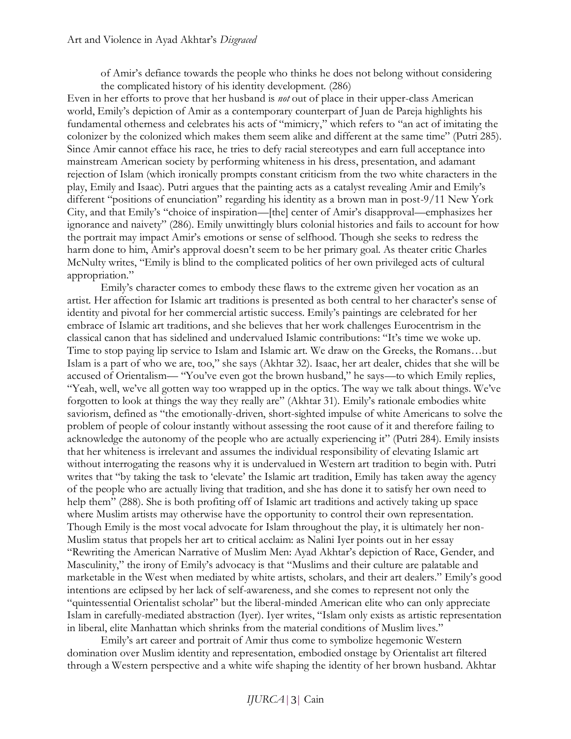of Amir's defiance towards the people who thinks he does not belong without considering the complicated history of his identity development. (286)

Even in her efforts to prove that her husband is *not* out of place in their upper-class American world, Emily's depiction of Amir as a contemporary counterpart of Juan de Pareja highlights his fundamental otherness and celebrates his acts of "mimicry," which refers to "an act of imitating the colonizer by the colonized which makes them seem alike and different at the same time" (Putri 285). Since Amir cannot efface his race, he tries to defy racial stereotypes and earn full acceptance into mainstream American society by performing whiteness in his dress, presentation, and adamant rejection of Islam (which ironically prompts constant criticism from the two white characters in the play, Emily and Isaac). Putri argues that the painting acts as a catalyst revealing Amir and Emily's different "positions of enunciation" regarding his identity as a brown man in post-9/11 New York City, and that Emily's "choice of inspiration—[the] center of Amir's disapproval—emphasizes her ignorance and naivety" (286). Emily unwittingly blurs colonial histories and fails to account for how the portrait may impact Amir's emotions or sense of selfhood. Though she seeks to redress the harm done to him, Amir's approval doesn't seem to be her primary goal. As theater critic Charles McNulty writes, "Emily is blind to the complicated politics of her own privileged acts of cultural appropriation."

Emily's character comes to embody these flaws to the extreme given her vocation as an artist. Her affection for Islamic art traditions is presented as both central to her character's sense of identity and pivotal for her commercial artistic success. Emily's paintings are celebrated for her embrace of Islamic art traditions, and she believes that her work challenges Eurocentrism in the classical canon that has sidelined and undervalued Islamic contributions: "It's time we woke up. Time to stop paying lip service to Islam and Islamic art. We draw on the Greeks, the Romans…but Islam is a part of who we are, too," she says (Akhtar 32). Isaac, her art dealer, chides that she will be accused of Orientalism— "You've even got the brown husband," he says—to which Emily replies, "Yeah, well, we've all gotten way too wrapped up in the optics. The way we talk about things. We've forgotten to look at things the way they really are" (Akhtar 31). Emily's rationale embodies white saviorism, defined as "the emotionally-driven, short-sighted impulse of white Americans to solve the problem of people of colour instantly without assessing the root cause of it and therefore failing to acknowledge the autonomy of the people who are actually experiencing it" (Putri 284). Emily insists that her whiteness is irrelevant and assumes the individual responsibility of elevating Islamic art without interrogating the reasons why it is undervalued in Western art tradition to begin with. Putri writes that "by taking the task to 'elevate' the Islamic art tradition, Emily has taken away the agency of the people who are actually living that tradition, and she has done it to satisfy her own need to help them" (288). She is both profiting off of Islamic art traditions and actively taking up space where Muslim artists may otherwise have the opportunity to control their own representation. Though Emily is the most vocal advocate for Islam throughout the play, it is ultimately her non-Muslim status that propels her art to critical acclaim: as Nalini Iyer points out in her essay "Rewriting the American Narrative of Muslim Men: Ayad Akhtar's depiction of Race, Gender, and Masculinity," the irony of Emily's advocacy is that "Muslims and their culture are palatable and marketable in the West when mediated by white artists, scholars, and their art dealers." Emily's good intentions are eclipsed by her lack of self-awareness, and she comes to represent not only the "quintessential Orientalist scholar" but the liberal-minded American elite who can only appreciate Islam in carefully-mediated abstraction (Iyer). Iyer writes, "Islam only exists as artistic representation in liberal, elite Manhattan which shrinks from the material conditions of Muslim lives."

Emily's art career and portrait of Amir thus come to symbolize hegemonic Western domination over Muslim identity and representation, embodied onstage by Orientalist art filtered through a Western perspective and a white wife shaping the identity of her brown husband. Akhtar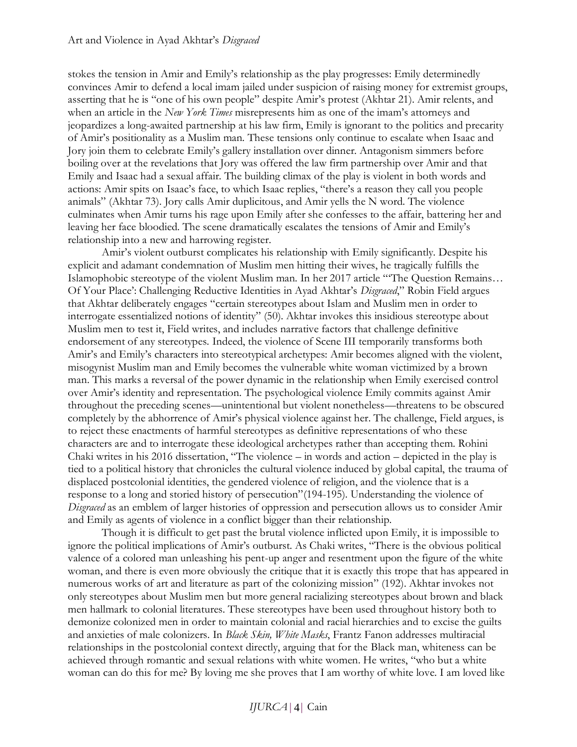stokes the tension in Amir and Emily's relationship as the play progresses: Emily determinedly convinces Amir to defend a local imam jailed under suspicion of raising money for extremist groups, asserting that he is "one of his own people" despite Amir's protest (Akhtar 21). Amir relents, and when an article in the *New York Times* misrepresents him as one of the imam's attorneys and jeopardizes a long-awaited partnership at his law firm, Emily is ignorant to the politics and precarity of Amir's positionality as a Muslim man. These tensions only continue to escalate when Isaac and Jory join them to celebrate Emily's gallery installation over dinner. Antagonism simmers before boiling over at the revelations that Jory was offered the law firm partnership over Amir and that Emily and Isaac had a sexual affair. The building climax of the play is violent in both words and actions: Amir spits on Isaac's face, to which Isaac replies, "there's a reason they call you people animals" (Akhtar 73). Jory calls Amir duplicitous, and Amir yells the N word. The violence culminates when Amir turns his rage upon Emily after she confesses to the affair, battering her and leaving her face bloodied. The scene dramatically escalates the tensions of Amir and Emily's relationship into a new and harrowing register.

Amir's violent outburst complicates his relationship with Emily significantly. Despite his explicit and adamant condemnation of Muslim men hitting their wives, he tragically fulfills the Islamophobic stereotype of the violent Muslim man. In her 2017 article "'The Question Remains… Of Your Place': Challenging Reductive Identities in Ayad Akhtar's *Disgraced*," Robin Field argues that Akhtar deliberately engages "certain stereotypes about Islam and Muslim men in order to interrogate essentialized notions of identity" (50). Akhtar invokes this insidious stereotype about Muslim men to test it, Field writes, and includes narrative factors that challenge definitive endorsement of any stereotypes. Indeed, the violence of Scene III temporarily transforms both Amir's and Emily's characters into stereotypical archetypes: Amir becomes aligned with the violent, misogynist Muslim man and Emily becomes the vulnerable white woman victimized by a brown man. This marks a reversal of the power dynamic in the relationship when Emily exercised control over Amir's identity and representation. The psychological violence Emily commits against Amir throughout the preceding scenes—unintentional but violent nonetheless—threatens to be obscured completely by the abhorrence of Amir's physical violence against her. The challenge, Field argues, is to reject these enactments of harmful stereotypes as definitive representations of who these characters are and to interrogate these ideological archetypes rather than accepting them. Rohini Chaki writes in his 2016 dissertation, "The violence – in words and action – depicted in the play is tied to a political history that chronicles the cultural violence induced by global capital, the trauma of displaced postcolonial identities, the gendered violence of religion, and the violence that is a response to a long and storied history of persecution"(194-195). Understanding the violence of *Disgraced* as an emblem of larger histories of oppression and persecution allows us to consider Amir and Emily as agents of violence in a conflict bigger than their relationship.

Though it is difficult to get past the brutal violence inflicted upon Emily, it is impossible to ignore the political implications of Amir's outburst. As Chaki writes, "There is the obvious political valence of a colored man unleashing his pent-up anger and resentment upon the figure of the white woman, and there is even more obviously the critique that it is exactly this trope that has appeared in numerous works of art and literature as part of the colonizing mission" (192). Akhtar invokes not only stereotypes about Muslim men but more general racializing stereotypes about brown and black men hallmark to colonial literatures. These stereotypes have been used throughout history both to demonize colonized men in order to maintain colonial and racial hierarchies and to excise the guilts and anxieties of male colonizers. In *Black Skin, White Masks*, Frantz Fanon addresses multiracial relationships in the postcolonial context directly, arguing that for the Black man, whiteness can be achieved through romantic and sexual relations with white women. He writes, "who but a white woman can do this for me? By loving me she proves that I am worthy of white love. I am loved like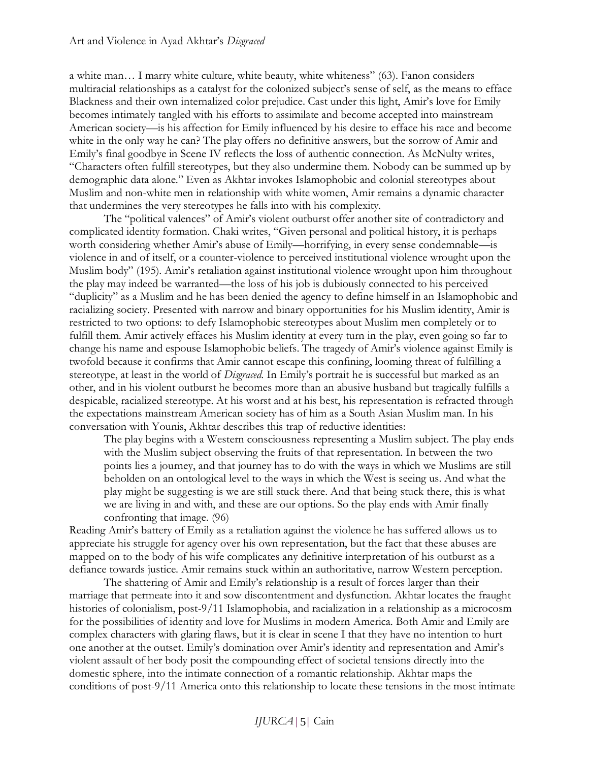a white man… I marry white culture, white beauty, white whiteness" (63). Fanon considers multiracial relationships as a catalyst for the colonized subject's sense of self, as the means to efface Blackness and their own internalized color prejudice. Cast under this light, Amir's love for Emily becomes intimately tangled with his efforts to assimilate and become accepted into mainstream American society—is his affection for Emily influenced by his desire to efface his race and become white in the only way he can? The play offers no definitive answers, but the sorrow of Amir and Emily's final goodbye in Scene IV reflects the loss of authentic connection. As McNulty writes, "Characters often fulfill stereotypes, but they also undermine them. Nobody can be summed up by demographic data alone." Even as Akhtar invokes Islamophobic and colonial stereotypes about Muslim and non-white men in relationship with white women, Amir remains a dynamic character that undermines the very stereotypes he falls into with his complexity.

The "political valences" of Amir's violent outburst offer another site of contradictory and complicated identity formation. Chaki writes, "Given personal and political history, it is perhaps worth considering whether Amir's abuse of Emily—horrifying, in every sense condemnable—is violence in and of itself, or a counter-violence to perceived institutional violence wrought upon the Muslim body" (195). Amir's retaliation against institutional violence wrought upon him throughout the play may indeed be warranted—the loss of his job is dubiously connected to his perceived "duplicity" as a Muslim and he has been denied the agency to define himself in an Islamophobic and racializing society. Presented with narrow and binary opportunities for his Muslim identity, Amir is restricted to two options: to defy Islamophobic stereotypes about Muslim men completely or to fulfill them. Amir actively effaces his Muslim identity at every turn in the play, even going so far to change his name and espouse Islamophobic beliefs. The tragedy of Amir's violence against Emily is twofold because it confirms that Amir cannot escape this confining, looming threat of fulfilling a stereotype, at least in the world of *Disgraced*. In Emily's portrait he is successful but marked as an other, and in his violent outburst he becomes more than an abusive husband but tragically fulfills a despicable, racialized stereotype. At his worst and at his best, his representation is refracted through the expectations mainstream American society has of him as a South Asian Muslim man. In his conversation with Younis, Akhtar describes this trap of reductive identities:

> The play begins with a Western consciousness representing a Muslim subject. The play ends with the Muslim subject observing the fruits of that representation. In between the two points lies a journey, and that journey has to do with the ways in which we Muslims are still beholden on an ontological level to the ways in which the West is seeing us. And what the play might be suggesting is we are still stuck there. And that being stuck there, this is what we are living in and with, and these are our options. So the play ends with Amir finally confronting that image. (96)

Reading Amir's battery of Emily as a retaliation against the violence he has suffered allows us to appreciate his struggle for agency over his own representation, but the fact that these abuses are mapped on to the body of his wife complicates any definitive interpretation of his outburst as a defiance towards justice. Amir remains stuck within an authoritative, narrow Western perception.

The shattering of Amir and Emily's relationship is a result of forces larger than their marriage that permeate into it and sow discontentment and dysfunction. Akhtar locates the fraught histories of colonialism, post-9/11 Islamophobia, and racialization in a relationship as a microcosm for the possibilities of identity and love for Muslims in modern America. Both Amir and Emily are complex characters with glaring flaws, but it is clear in scene I that they have no intention to hurt one another at the outset. Emily's domination over Amir's identity and representation and Amir's violent assault of her body posit the compounding effect of societal tensions directly into the domestic sphere, into the intimate connection of a romantic relationship. Akhtar maps the conditions of post-9/11 America onto this relationship to locate these tensions in the most intimate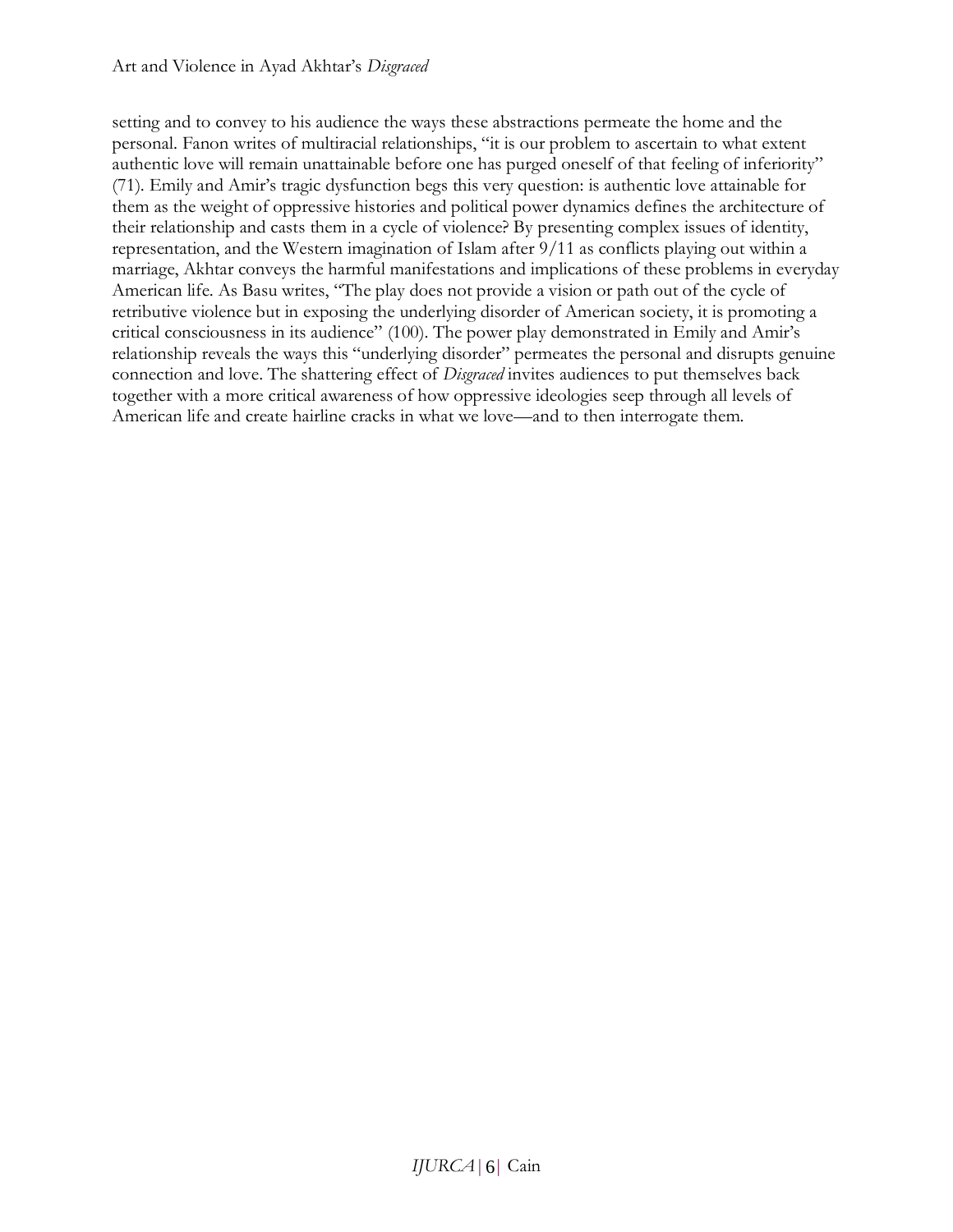setting and to convey to his audience the ways these abstractions permeate the home and the personal. Fanon writes of multiracial relationships, "it is our problem to ascertain to what extent authentic love will remain unattainable before one has purged oneself of that feeling of inferiority" (71). Emily and Amir's tragic dysfunction begs this very question: is authentic love attainable for them as the weight of oppressive histories and political power dynamics defines the architecture of their relationship and casts them in a cycle of violence? By presenting complex issues of identity, representation, and the Western imagination of Islam after 9/11 as conflicts playing out within a marriage, Akhtar conveys the harmful manifestations and implications of these problems in everyday American life. As Basu writes, "The play does not provide a vision or path out of the cycle of retributive violence but in exposing the underlying disorder of American society, it is promoting a critical consciousness in its audience" (100). The power play demonstrated in Emily and Amir's relationship reveals the ways this "underlying disorder" permeates the personal and disrupts genuine connection and love. The shattering effect of *Disgraced* invites audiences to put themselves back together with a more critical awareness of how oppressive ideologies seep through all levels of American life and create hairline cracks in what we love—and to then interrogate them.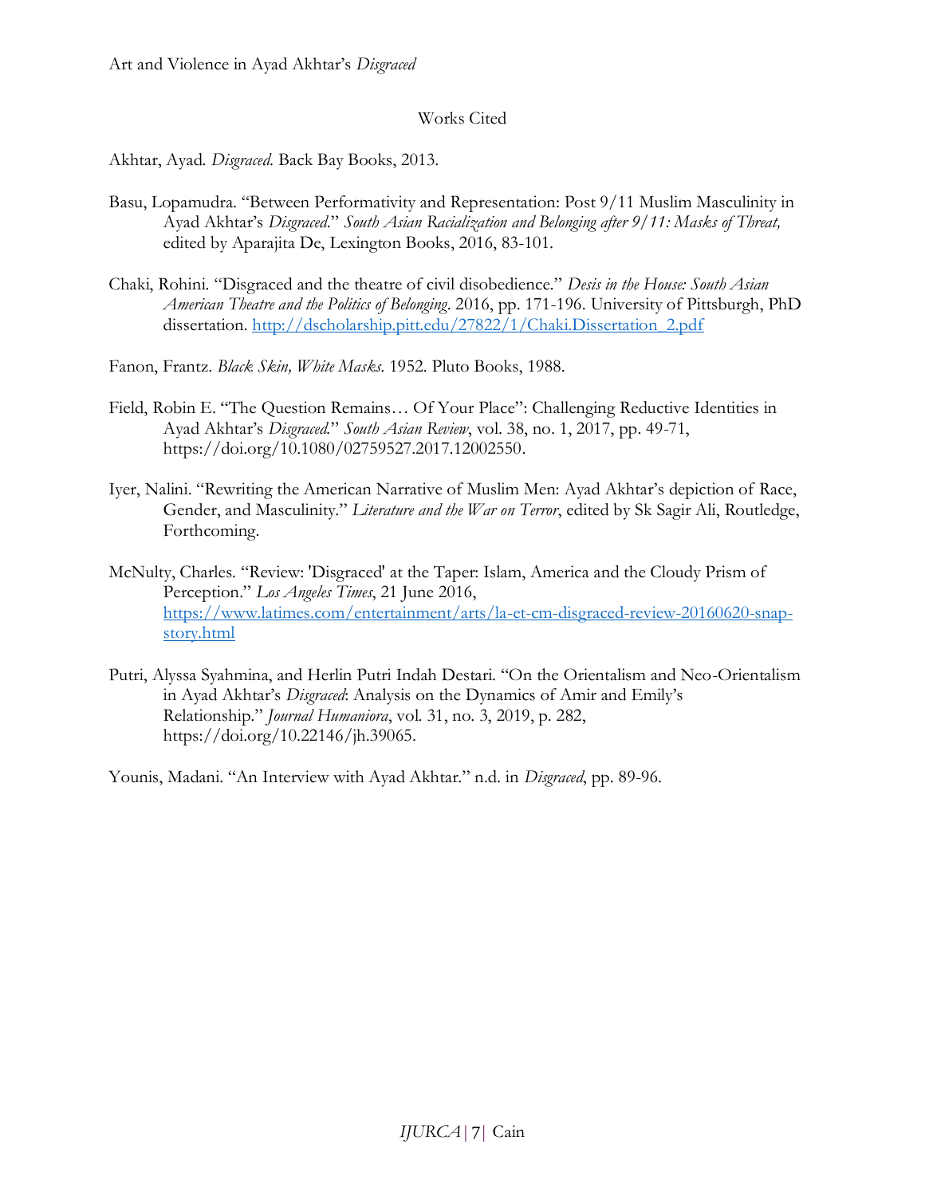## Works Cited

Akhtar, Ayad. *Disgraced*. Back Bay Books, 2013.

Basu, Lopamudra. "Between Performativity and Representation: Post 9/11 Muslim Masculinity in Ayad Akhtar's *Disgraced*." *South Asian Racialization and Belonging after 9/11: Masks of Threat,* edited by Aparajita De, Lexington Books, 2016, 83-101.

Chaki, Rohini. "Disgraced and the theatre of civil disobedience." *Desis in the House: South Asian American Theatre and the Politics of Belonging*. 2016, pp. 171-196. University of Pittsburgh, PhD dissertation. [http://dscholarship.pitt.edu/27822/1/Chaki.Dissertation_2.pdf](http://dscholarship.pitt.edu/27822/1/Chaki.Dissertation_2.pdf)

Fanon, Frantz. *Black Skin, White Masks*. 1952. Pluto Books, 1988.

Field, Robin E. "The Question Remains… Of Your Place": Challenging Reductive Identities in Ayad Akhtar's *Disgraced*." *South Asian Review*, vol. 38, no. 1, 2017, pp. 49-71, https://doi.org/10.1080/02759527.2017.12002550.

Iyer, Nalini. "Rewriting the American Narrative of Muslim Men: Ayad Akhtar's depiction of Race, Gender, and Masculinity." *Literature and the War on Terror*, edited by Sk Sagir Ali, Routledge, Forthcoming.

McNulty, Charles. "Review: 'Disgraced' at the Taper: Islam, America and the Cloudy Prism of Perception." *Los Angeles Times*, 21 June 2016, [https://www.latimes.com/entertainment/arts/la-et-cm-disgraced-review-20160620-snap-story.html](https://www.latimes.com/entertainment/arts/la-et-cm-disgraced-review-20160620-snap-story.html)

Putri, Alyssa Syahmina, and Herlin Putri Indah Destari. "On the Orientalism and Neo-Orientalism in Ayad Akhtar's *Disgraced*: Analysis on the Dynamics of Amir and Emily's Relationship." *Journal Humaniora*, vol. 31, no. 3, 2019, p. 282, https://doi.org/10.22146/jh.39065.

Younis, Madani. "An Interview with Ayad Akhtar." n.d. in *Disgraced*, pp. 89-96.